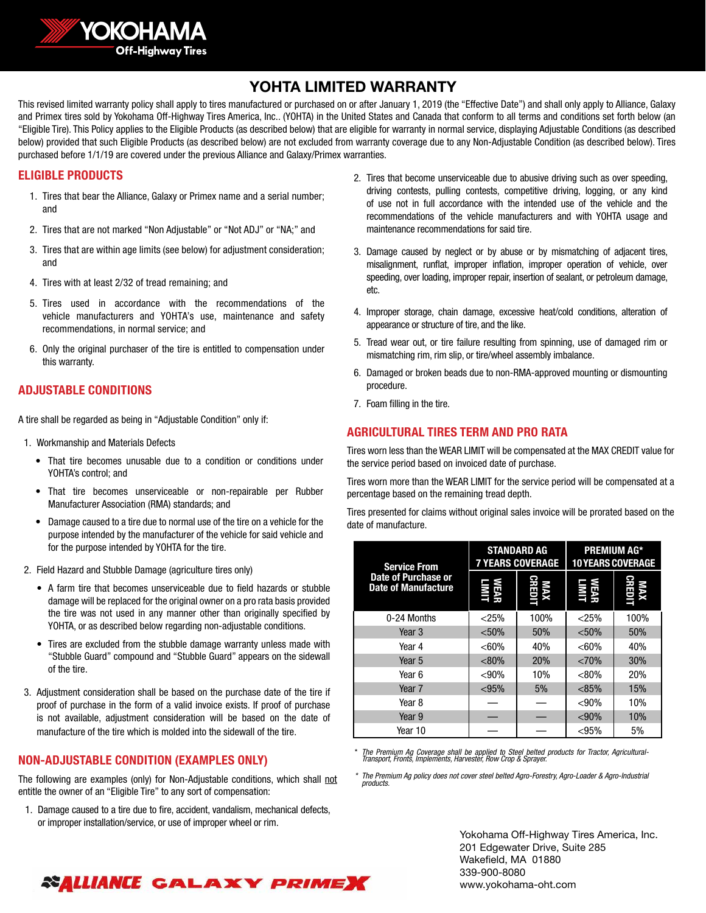# YOHTA LIMITED WARRANTY

This revised limited warranty policy shall apply to tires manufactured or purchased on or after January 1, 2019 (the "Effective Date") and shall only apply to Alliance, Galaxy and Primex tires sold by Yokohama Off-Highway Tires America, Inc.. (YOHTA) in the United States and Canada that conform to all terms and conditions set forth below (an "Eligible Tire). This Policy applies to the Eligible Products (as described below) that are eligible for warranty in normal service, displaying Adjustable Conditions (as described below) provided that such Eligible Products (as described below) are not excluded from warranty coverage due to any Non-Adjustable Condition (as described below). Tires purchased before 1/1/19 are covered under the previous Alliance and Galaxy/Primex warranties.

## ELIGIBLE PRODUCTS

1. Tires that bear the Alliance, Galaxy or Primex name and a serial number; and
2. Tires that are not marked "Non Adjustable" or "Not ADJ" or "NA;" and
3. Tires that are within age limits (see below) for adjustment consideration; and
4. Tires with at least 2/32 of tread remaining; and
5. Tires used in accordance with the recommendations of the vehicle manufacturers and YOHTA's use, maintenance and safety recommendations, in normal service; and
6. Only the original purchaser of the tire is entitled to compensation under this warranty.

## ADJUSTABLE CONDITIONS

A tire shall be regarded as being in "Adjustable Condition" only if:

1. Workmanship and Materials Defects
   - That tire becomes unusable due to a condition or conditions under YOHTA's control; and
   - That tire becomes unserviceable or non-repairable per Rubber Manufacturer Association (RMA) standards; and
   - Damage caused to a tire due to normal use of the tire on a vehicle for the purpose intended by the manufacturer of the vehicle for said vehicle and for the purpose intended by YOHTA for the tire.
2. Field Hazard and Stubble Damage (agriculture tires only)
   - A farm tire that becomes unserviceable due to field hazards or stubble damage will be replaced for the original owner on a pro rata basis provided the tire was not used in any manner other than originally specified by YOHTA, or as described below regarding non-adjustable conditions.
   - Tires are excluded from the stubble damage warranty unless made with "Stubble Guard" compound and "Stubble Guard" appears on the sidewall of the tire.
3. Adjustment consideration shall be based on the purchase date of the tire if proof of purchase in the form of a valid invoice exists. If proof of purchase is not available, adjustment consideration will be based on the date of manufacture of the tire which is molded into the sidewall of the tire.

## NON-ADJUSTABLE CONDITION (EXAMPLES ONLY)

The following are examples (only) for Non-Adjustable conditions, which shall not entitle the owner of an "Eligible Tire" to any sort of compensation:

1. Damage caused to a tire due to fire, accident, vandalism, mechanical defects, or improper installation/service, or use of improper wheel or rim.
2. Tires that become unserviceable due to abusive driving such as over speeding, driving contests, pulling contests, competitive driving, logging, or any kind of use not in full accordance with the intended use of the vehicle and the recommendations of the vehicle manufacturers and with YOHTA usage and maintenance recommendations for said tire.
3. Damage caused by neglect or by abuse or by mismatching of adjacent tires, misalignment, runflat, improper inflation, improper operation of vehicle, over speeding, over loading, improper repair, insertion of sealant, or petroleum damage, etc.
4. Improper storage, chain damage, excessive heat/cold conditions, alteration of appearance or structure of tire, and the like.
5. Tread wear out, or tire failure resulting from spinning, use of damaged rim or mismatching rim, rim slip, or tire/wheel assembly imbalance.
6. Damaged or broken beads due to non-RMA-approved mounting or dismounting procedure.
7. Foam filling in the tire.

## AGRICULTURAL TIRES TERM AND PRO RATA

Tires worn less than the WEAR LIMIT will be compensated at the MAX CREDIT value for the service period based on invoiced date of purchase.

Tires worn more than the WEAR LIMIT for the service period will be compensated at a percentage based on the remaining tread depth.

Tires presented for claims without original sales invoice will be prorated based on the date of manufacture.

| Service From Date of Purchase or Date of Manufacture | STANDARD AG 7 YEARS COVERAGE | | PREMIUM AG* 10 YEARS COVERAGE | |
|---|---|---|---|---|
| | WEAR LIMIT | MAX CREDIT | WEAR LIMIT | MAX CREDIT |
| 0-24 Months | <25% | 100% | <25% | 100% |
| Year 3 | <50% | 50% | <50% | 50% |
| Year 4 | <60% | 40% | <60% | 40% |
| Year 5 | <80% | 20% | <70% | 30% |
| Year 6 | <90% | 10% | <80% | 20% |
| Year 7 | <95% | 5% | <85% | 15% |
| Year 8 | — | — | <90% | 10% |
| Year 9 | — | — | <90% | 10% |
| Year 10 | — | — | <95% | 5% |

*\* The Premium Ag Coverage shall be applied to Steel belted products for Tractor, Agricultural-Transport, Fronts, Implements, Harvester, Row Crop & Sprayer.*

*\* The Premium Ag policy does not cover steel belted Agro-Forestry, Agro-Loader & Agro-Industrial products.*

Yokohama Off-Highway Tires America, Inc.
201 Edgewater Drive, Suite 285
Wakefield, MA 01880
339-900-8080
www.yokohama-oht.com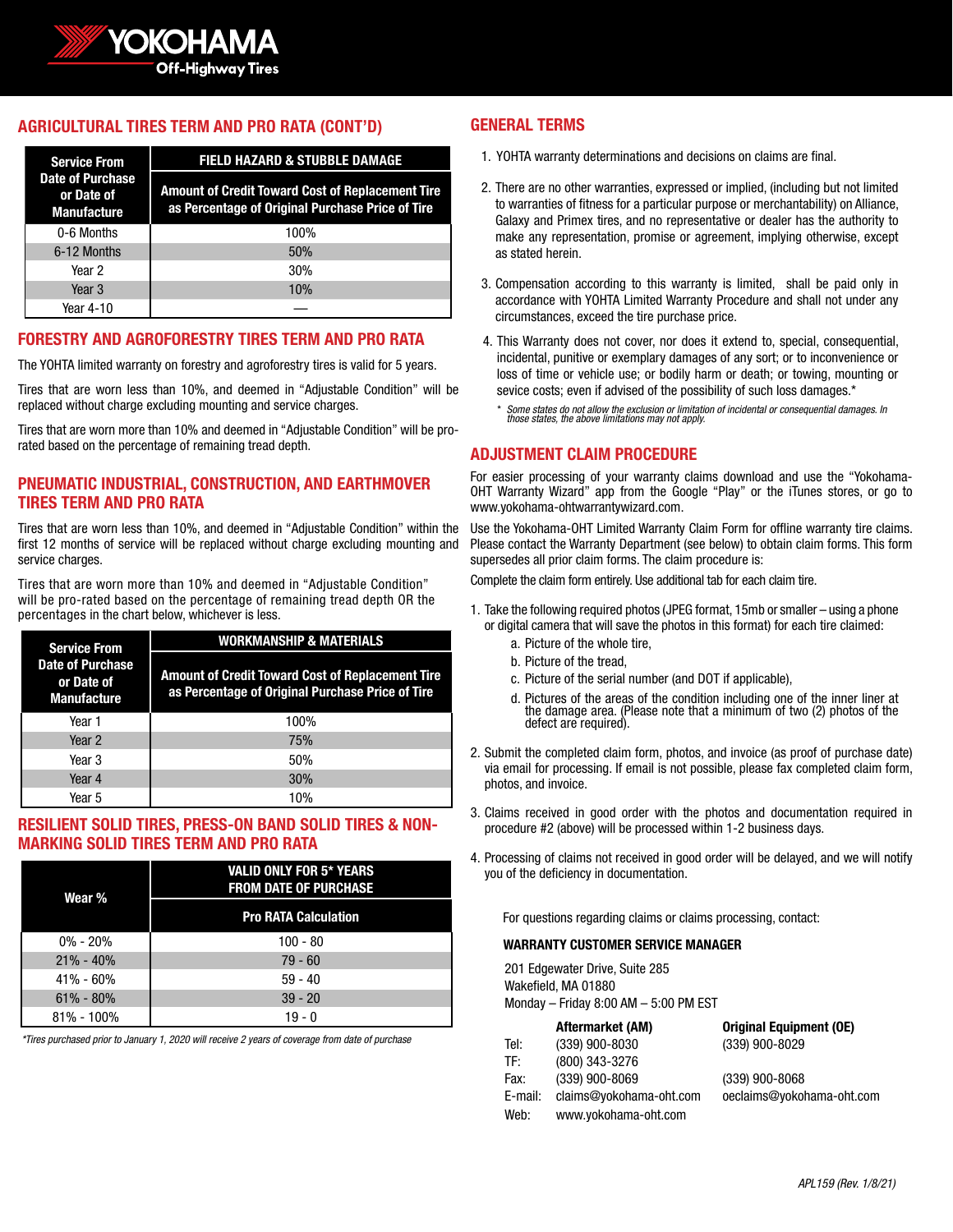## AGRICULTURAL TIRES TERM AND PRO RATA (CONT'D)

| Service From Date of Purchase or Date of Manufacture | FIELD HAZARD & STUBBLE DAMAGE |
|---|---|
| | Amount of Credit Toward Cost of Replacement Tire as Percentage of Original Purchase Price of Tire |
| 0-6 Months | 100% |
| 6-12 Months | 50% |
| Year 2 | 30% |
| Year 3 | 10% |
| Year 4-10 | — |

## FORESTRY AND AGROFORESTRY TIRES TERM AND PRO RATA

The YOHTA limited warranty on forestry and agroforestry tires is valid for 5 years.

Tires that are worn less than 10%, and deemed in "Adjustable Condition" will be replaced without charge excluding mounting and service charges.

Tires that are worn more than 10% and deemed in "Adjustable Condition" will be pro-rated based on the percentage of remaining tread depth.

## PNEUMATIC INDUSTRIAL, CONSTRUCTION, AND EARTHMOVER TIRES TERM AND PRO RATA

Tires that are worn less than 10%, and deemed in "Adjustable Condition" within the first 12 months of service will be replaced without charge excluding mounting and service charges.

Tires that are worn more than 10% and deemed in "Adjustable Condition" will be pro-rated based on the percentage of remaining tread depth OR the percentages in the chart below, whichever is less.

| Service From Date of Purchase or Date of Manufacture | WORKMANSHIP & MATERIALS |
|---|---|
| | Amount of Credit Toward Cost of Replacement Tire as Percentage of Original Purchase Price of Tire |
| Year 1 | 100% |
| Year 2 | 75% |
| Year 3 | 50% |
| Year 4 | 30% |
| Year 5 | 10% |

## RESILIENT SOLID TIRES, PRESS-ON BAND SOLID TIRES & NON-MARKING SOLID TIRES TERM AND PRO RATA

| Wear % | VALID ONLY FOR 5* YEARS FROM DATE OF PURCHASE |
|---|---|
| | Pro RATA Calculation |
| 0% - 20% | 100 - 80 |
| 21% - 40% | 79 - 60 |
| 41% - 60% | 59 - 40 |
| 61% - 80% | 39 - 20 |
| 81% - 100% | 19 - 0 |

*\*Tires purchased prior to January 1, 2020 will receive 2 years of coverage from date of purchase*

## GENERAL TERMS

1. YOHTA warranty determinations and decisions on claims are final.
2. There are no other warranties, expressed or implied, (including but not limited to warranties of fitness for a particular purpose or merchantability) on Alliance, Galaxy and Primex tires, and no representative or dealer has the authority to make any representation, promise or agreement, implying otherwise, except as stated herein.
3. Compensation according to this warranty is limited, shall be paid only in accordance with YOHTA Limited Warranty Procedure and shall not under any circumstances, exceed the tire purchase price.
4. This Warranty does not cover, nor does it extend to, special, consequential, incidental, punitive or exemplary damages of any sort; or to inconvenience or loss of time or vehicle use; or bodily harm or death; or towing, mounting or sevice costs; even if advised of the possibility of such loss damages.*

*\* Some states do not allow the exclusion or limitation of incidental or consequential damages. In those states, the above limitations may not apply.*

## ADJUSTMENT CLAIM PROCEDURE

For easier processing of your warranty claims download and use the "Yokohama-OHT Warranty Wizard" app from the Google "Play" or the iTunes stores, or go to www.yokohama-ohtwarrantywizard.com.

Use the Yokohama-OHT Limited Warranty Claim Form for offline warranty tire claims. Please contact the Warranty Department (see below) to obtain claim forms. This form supersedes all prior claim forms. The claim procedure is:

Complete the claim form entirely. Use additional tab for each claim tire.

1. Take the following required photos (JPEG format, 15mb or smaller – using a phone or digital camera that will save the photos in this format) for each tire claimed:
   a. Picture of the whole tire,
   b. Picture of the tread,
   c. Picture of the serial number (and DOT if applicable),
   d. Pictures of the areas of the condition including one of the inner liner at the damage area. (Please note that a minimum of two (2) photos of the defect are required).
2. Submit the completed claim form, photos, and invoice (as proof of purchase date) via email for processing. If email is not possible, please fax completed claim form, photos, and invoice.
3. Claims received in good order with the photos and documentation required in procedure #2 (above) will be processed within 1-2 business days.
4. Processing of claims not received in good order will be delayed, and we will notify you of the deficiency in documentation.

For questions regarding claims or claims processing, contact:

**WARRANTY CUSTOMER SERVICE MANAGER**

201 Edgewater Drive, Suite 285
Wakefield, MA 01880
Monday – Friday 8:00 AM – 5:00 PM EST

| | Aftermarket (AM) | Original Equipment (OE) |
|---|---|---|
| Tel: | (339) 900-8030 | (339) 900-8029 |
| TF: | (800) 343-3276 | |
| Fax: | (339) 900-8069 | (339) 900-8068 |
| E-mail: | claims@yokohama-oht.com | oeclaims@yokohama-oht.com |
| Web: | www.yokohama-oht.com | |

*APL159 (Rev. 1/8/21)*